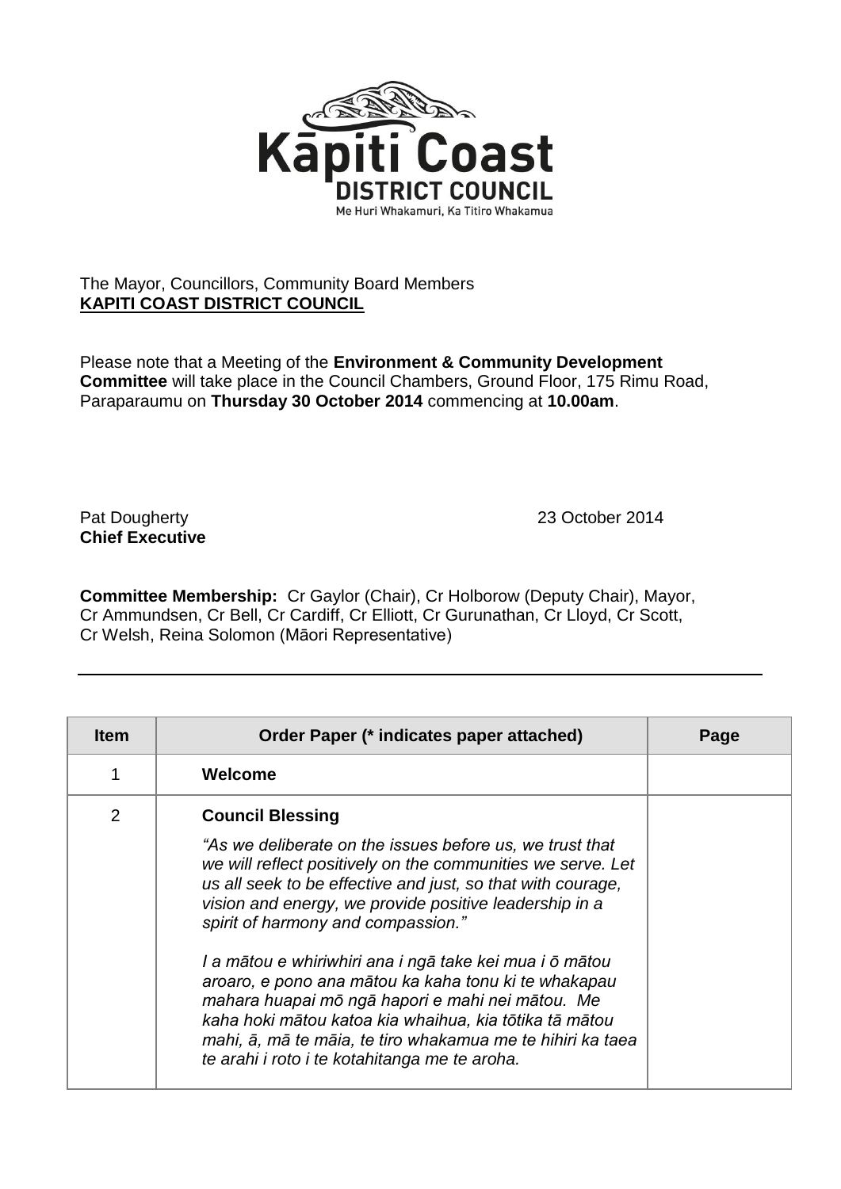Kāpiti Coast
DISTRICT COUNCIL
Me Huri Whakamuri, Ka Titiro Whakamua

The Mayor, Councillors, Community Board Members
**KAPITI COAST DISTRICT COUNCIL**

Please note that a Meeting of the **Environment & Community Development Committee** will take place in the Council Chambers, Ground Floor, 175 Rimu Road, Paraparaumu on **Thursday 30 October 2014** commencing at **10.00am**.

Pat Dougherty
**Chief Executive**

23 October 2014

**Committee Membership:** Cr Gaylor (Chair), Cr Holborow (Deputy Chair), Mayor, Cr Ammundsen, Cr Bell, Cr Cardiff, Cr Elliott, Cr Gurunathan, Cr Lloyd, Cr Scott, Cr Welsh, Reina Solomon (Māori Representative)

| Item | Order Paper (* indicates paper attached) | Page |
|---|---|---|
| 1 | **Welcome** | |
| 2 | **Council Blessing**<br><br>*"As we deliberate on the issues before us, we trust that we will reflect positively on the communities we serve. Let us all seek to be effective and just, so that with courage, vision and energy, we provide positive leadership in a spirit of harmony and compassion."*<br><br>*I a mātou e whiriwhiri ana i ngā take kei mua i ō mātou aroaro, e pono ana mātou ka kaha tonu ki te whakapau mahara huapai mō ngā hapori e mahi nei mātou. Me kaha hoki mātou katoa kia whaihua, kia tōtika tā mātou mahi, ā, mā te māia, te tiro whakamua me te hihiri ka taea te arahi i roto i te kotahitanga me te aroha.* | |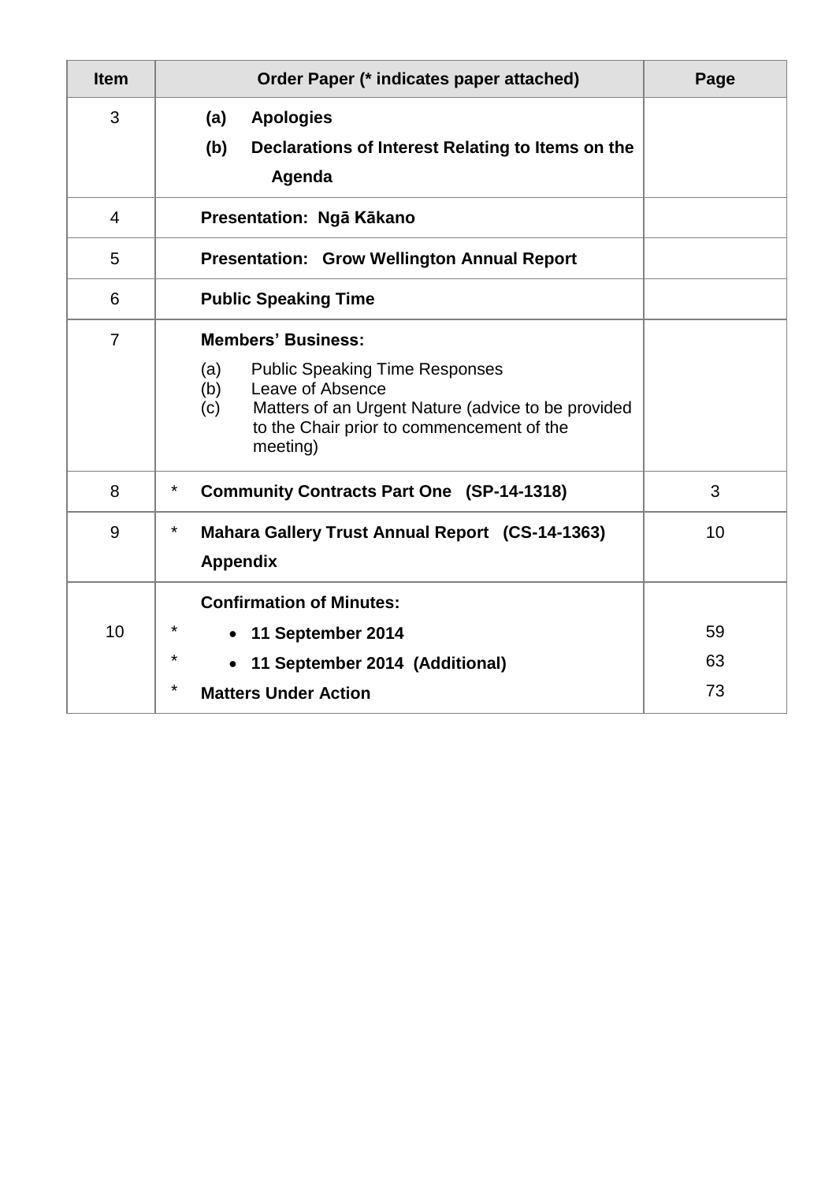| Item | Order Paper (* indicates paper attached) | Page |
|---|---|---|
| 3 | **(a) Apologies**<br>**(b) Declarations of Interest Relating to Items on the Agenda** | |
| 4 | **Presentation: Ngā Kākano** | |
| 5 | **Presentation: Grow Wellington Annual Report** | |
| 6 | **Public Speaking Time** | |
| 7 | **Members' Business:**<br>(a) Public Speaking Time Responses<br>(b) Leave of Absence<br>(c) Matters of an Urgent Nature (advice to be provided to the Chair prior to commencement of the meeting) | |
| 8 | * **Community Contracts Part One (SP-14-1318)** | 3 |
| 9 | * **Mahara Gallery Trust Annual Report (CS-14-1363)**<br>**Appendix** | 10 |
| 10 | **Confirmation of Minutes:**<br>* • **11 September 2014**<br>* • **11 September 2014 (Additional)**<br>* **Matters Under Action** | 59<br>63<br>73 |